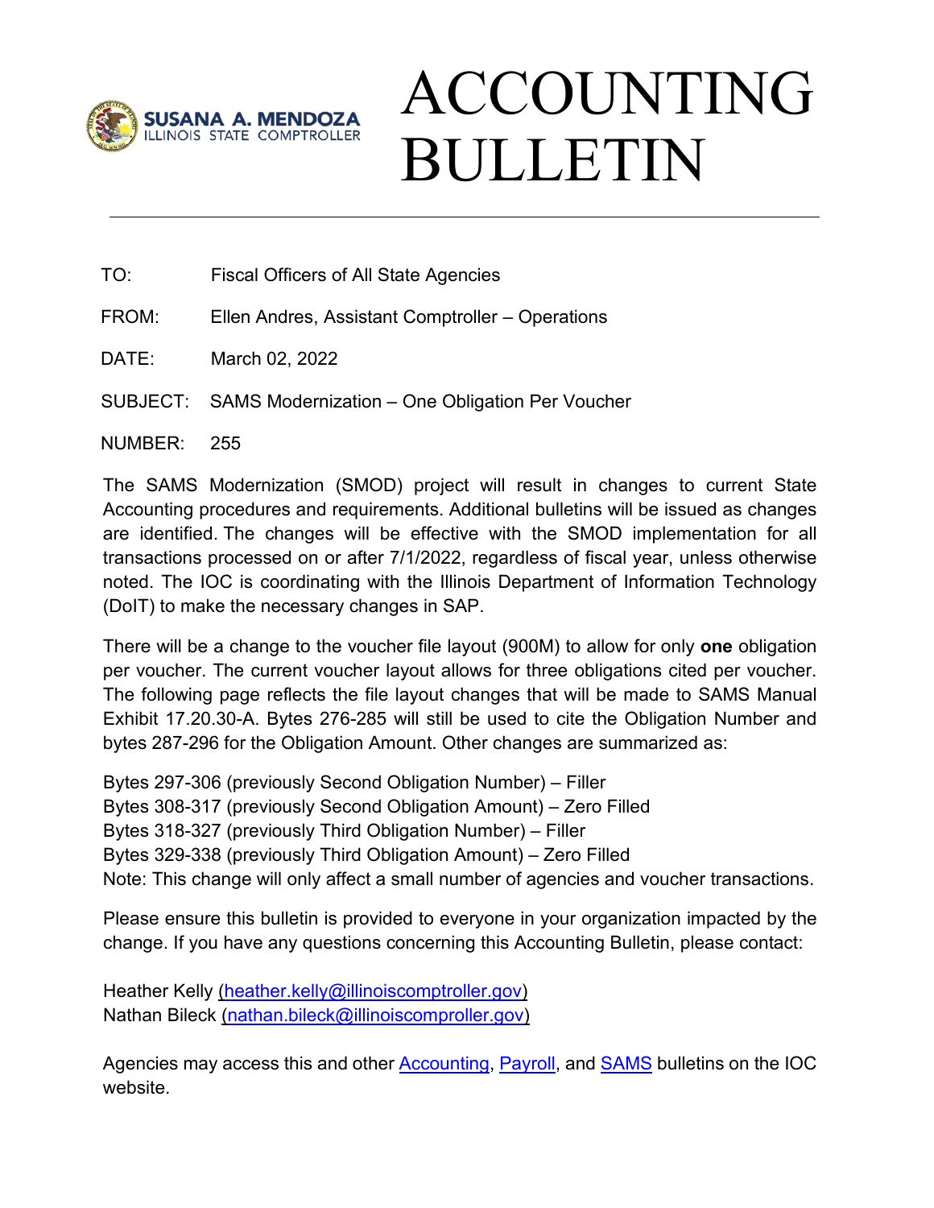SUSANA A. MENDOZA
ILLINOIS STATE COMPTROLLER

# ACCOUNTING BULLETIN

---

TO: Fiscal Officers of All State Agencies

FROM: Ellen Andres, Assistant Comptroller – Operations

DATE: March 02, 2022

SUBJECT: SAMS Modernization – One Obligation Per Voucher

NUMBER: 255

The SAMS Modernization (SMOD) project will result in changes to current State Accounting procedures and requirements. Additional bulletins will be issued as changes are identified. The changes will be effective with the SMOD implementation for all transactions processed on or after 7/1/2022, regardless of fiscal year, unless otherwise noted. The IOC is coordinating with the Illinois Department of Information Technology (DoIT) to make the necessary changes in SAP.

There will be a change to the voucher file layout (900M) to allow for only **one** obligation per voucher. The current voucher layout allows for three obligations cited per voucher. The following page reflects the file layout changes that will be made to SAMS Manual Exhibit 17.20.30-A. Bytes 276-285 will still be used to cite the Obligation Number and bytes 287-296 for the Obligation Amount. Other changes are summarized as:

Bytes 297-306 (previously Second Obligation Number) – Filler
Bytes 308-317 (previously Second Obligation Amount) – Zero Filled
Bytes 318-327 (previously Third Obligation Number) – Filler
Bytes 329-338 (previously Third Obligation Amount) – Zero Filled
Note: This change will only affect a small number of agencies and voucher transactions.

Please ensure this bulletin is provided to everyone in your organization impacted by the change. If you have any questions concerning this Accounting Bulletin, please contact:

Heather Kelly (heather.kelly@illinoiscomptroller.gov)
Nathan Bileck (nathan.bileck@illinoiscomproller.gov)

Agencies may access this and other Accounting, Payroll, and SAMS bulletins on the IOC website.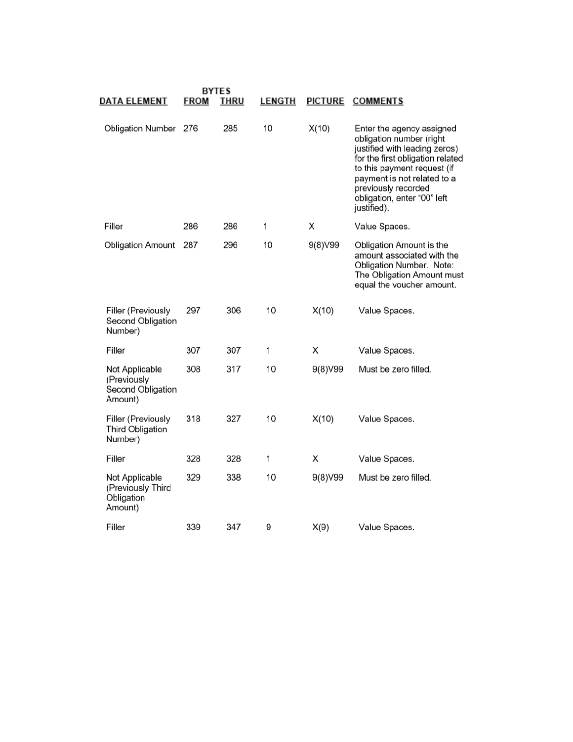| DATA ELEMENT | BYTES FROM | THRU | LENGTH | PICTURE | COMMENTS |
|---|---|---|---|---|---|
| Obligation Number | 276 | 285 | 10 | X(10) | Enter the agency assigned obligation number (right justified with leading zeros) for the first obligation related to this payment request (if payment is not related to a previously recorded obligation, enter "00" left justified). |
| Filler | 286 | 286 | 1 | X | Value Spaces. |
| Obligation Amount | 287 | 296 | 10 | 9(8)V99 | Obligation Amount is the amount associated with the Obligation Number. Note: The Obligation Amount must equal the voucher amount. |
| Filler (Previously Second Obligation Number) | 297 | 306 | 10 | X(10) | Value Spaces. |
| Filler | 307 | 307 | 1 | X | Value Spaces. |
| Not Applicable (Previously Second Obligation Amount) | 308 | 317 | 10 | 9(8)V99 | Must be zero filled. |
| Filler (Previously Third Obligation Number) | 318 | 327 | 10 | X(10) | Value Spaces. |
| Filler | 328 | 328 | 1 | X | Value Spaces. |
| Not Applicable (Previously Third Obligation Amount) | 329 | 338 | 10 | 9(8)V99 | Must be zero filled. |
| Filler | 339 | 347 | 9 | X(9) | Value Spaces. |